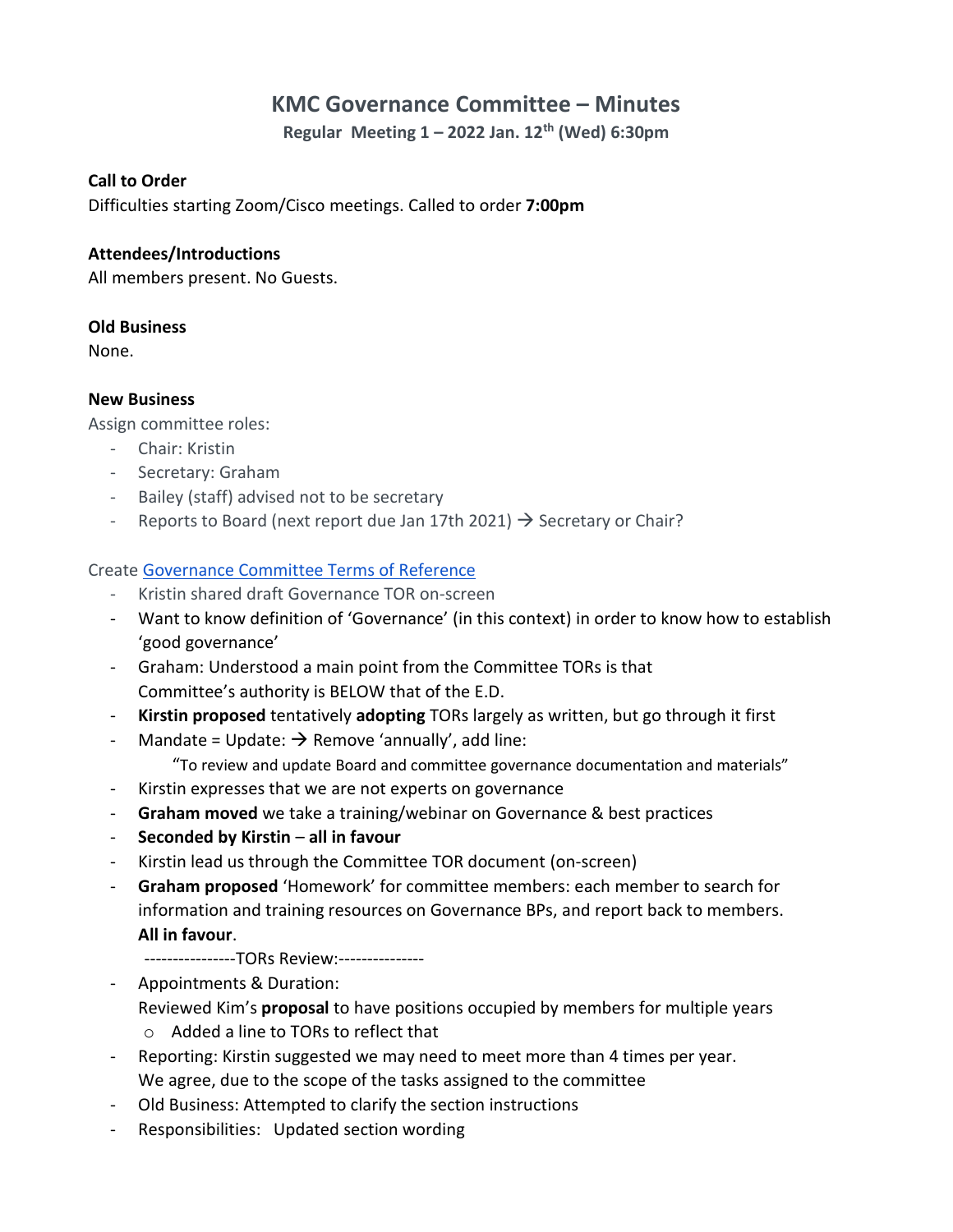# KMC Governance Committee – Minutes

**Regular Meeting 1 – 2022 Jan. 12th (Wed) 6:30pm**

**Call to Order**

Difficulties starting Zoom/Cisco meetings. Called to order **7:00pm**

**Attendees/Introductions**

All members present. No Guests.

**Old Business**

None.

**New Business**

Assign committee roles:

- Chair: Kristin
- Secretary: Graham
- Bailey (staff) advised not to be secretary
- Reports to Board (next report due Jan 17th 2021) → Secretary or Chair?

Create [Governance Committee Terms of Reference]()

- Kristin shared draft Governance TOR on-screen
- Want to know definition of 'Governance' (in this context) in order to know how to establish 'good governance'
- Graham: Understood a main point from the Committee TORs is that Committee's authority is BELOW that of the E.D.
- **Kirstin proposed** tentatively **adopting** TORs largely as written, but go through it first
- Mandate = Update: → Remove 'annually', add line:
  "To review and update Board and committee governance documentation and materials"
- Kirstin expresses that we are not experts on governance
- **Graham moved** we take a training/webinar on Governance & best practices
- **Seconded by Kirstin** – **all in favour**
- Kirstin lead us through the Committee TOR document (on-screen)
- **Graham proposed** 'Homework' for committee members: each member to search for information and training resources on Governance BPs, and report back to members. **All in favour**.

  ----------------TORs Review:---------------

- Appointments & Duration:
  Reviewed Kim's **proposal** to have positions occupied by members for multiple years
  - Added a line to TORs to reflect that
- Reporting: Kirstin suggested we may need to meet more than 4 times per year. We agree, due to the scope of the tasks assigned to the committee
- Old Business: Attempted to clarify the section instructions
- Responsibilities: Updated section wording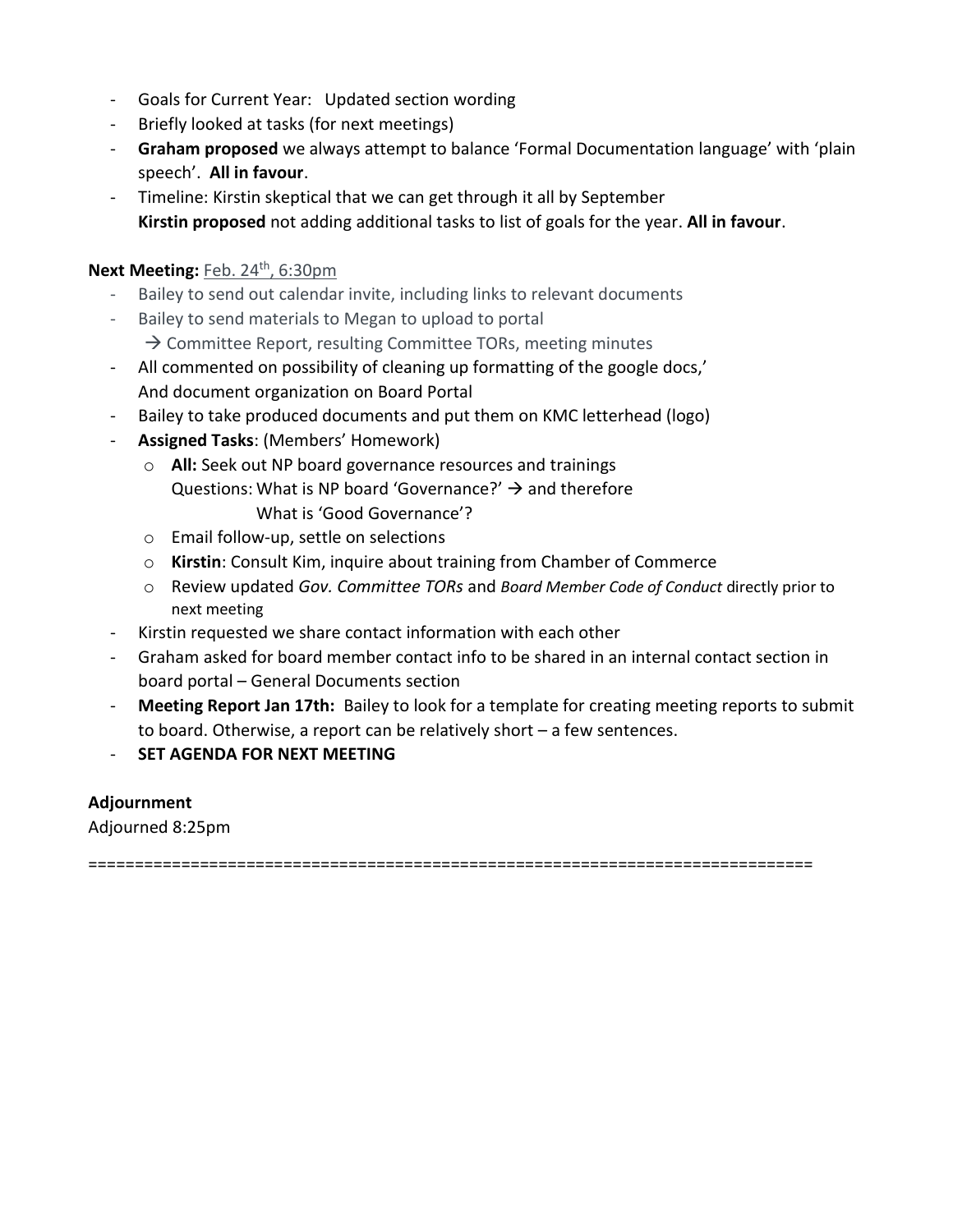- Goals for Current Year: Updated section wording
- Briefly looked at tasks (for next meetings)
- **Graham proposed** we always attempt to balance 'Formal Documentation language' with 'plain speech'. **All in favour**.
- Timeline: Kirstin skeptical that we can get through it all by September
  **Kirstin proposed** not adding additional tasks to list of goals for the year. **All in favour**.

**Next Meeting:** Feb. 24th, 6:30pm

- Bailey to send out calendar invite, including links to relevant documents
- Bailey to send materials to Megan to upload to portal
  → Committee Report, resulting Committee TORs, meeting minutes
- All commented on possibility of cleaning up formatting of the google docs,'
  And document organization on Board Portal
- Bailey to take produced documents and put them on KMC letterhead (logo)
- **Assigned Tasks**: (Members' Homework)
  - **All:** Seek out NP board governance resources and trainings
    Questions: What is NP board 'Governance?' → and therefore
    What is 'Good Governance'?
  - Email follow-up, settle on selections
  - **Kirstin**: Consult Kim, inquire about training from Chamber of Commerce
  - Review updated *Gov. Committee TORs* and *Board Member Code of Conduct* directly prior to next meeting
- Kirstin requested we share contact information with each other
- Graham asked for board member contact info to be shared in an internal contact section in board portal – General Documents section
- **Meeting Report Jan 17th:** Bailey to look for a template for creating meeting reports to submit to board. Otherwise, a report can be relatively short – a few sentences.
- **SET AGENDA FOR NEXT MEETING**

**Adjournment**

Adjourned 8:25pm

==============================================================================